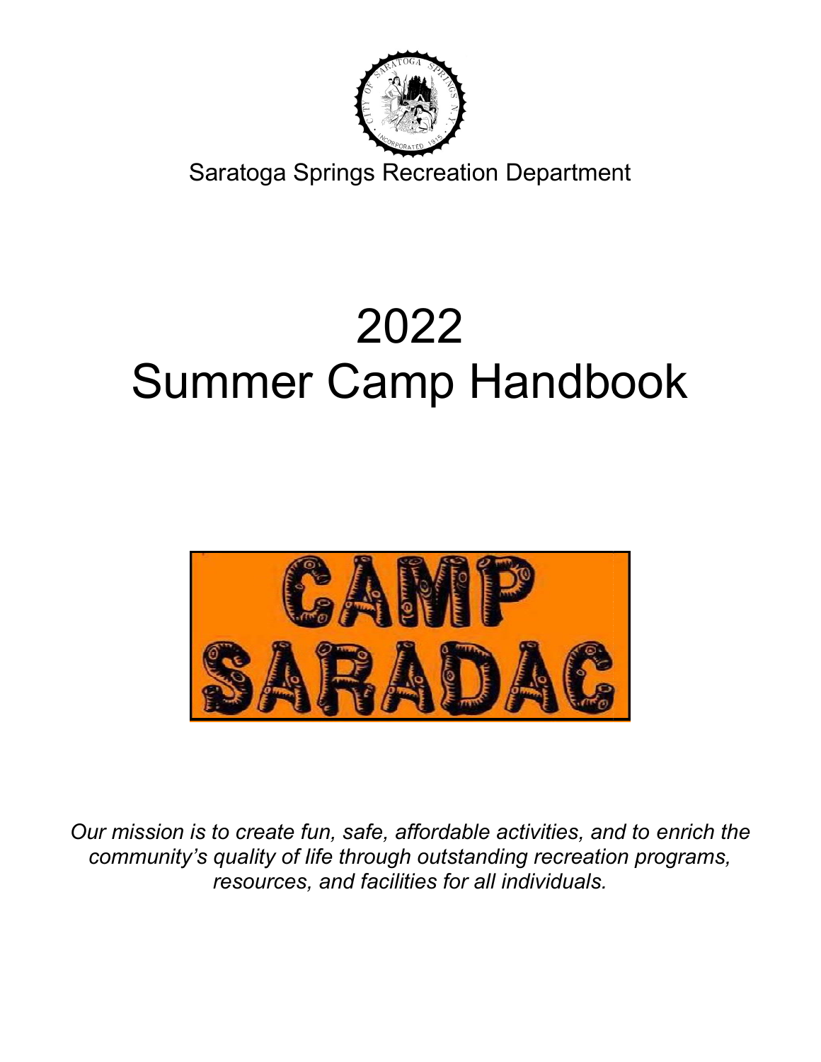Saratoga Springs Recreation Department

# 2022
# Summer Camp Handbook

CAMP SARADAC

*Our mission is to create fun, safe, affordable activities, and to enrich the community's quality of life through outstanding recreation programs, resources, and facilities for all individuals.*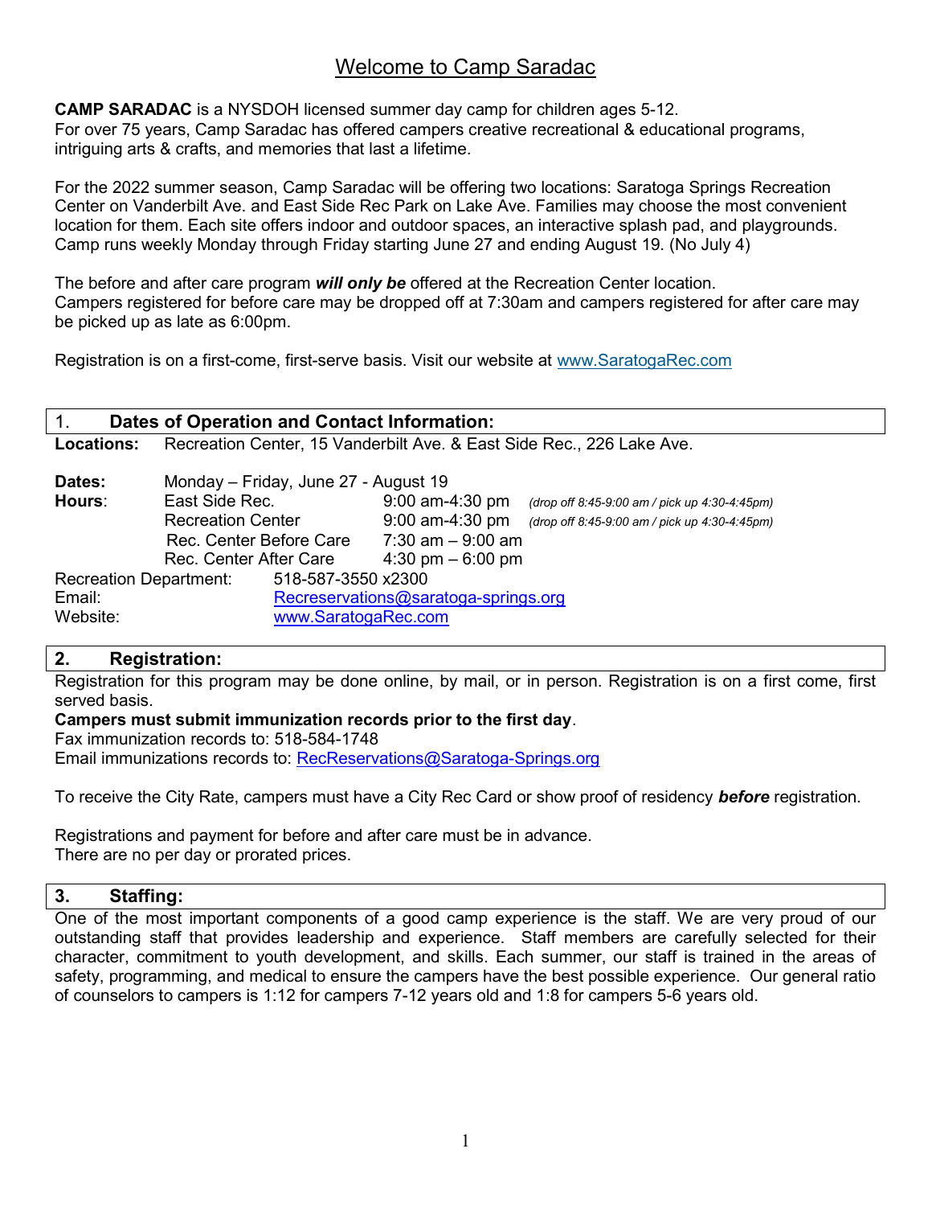# Welcome to Camp Saradac

**CAMP SARADAC** is a NYSDOH licensed summer day camp for children ages 5-12.
For over 75 years, Camp Saradac has offered campers creative recreational & educational programs, intriguing arts & crafts, and memories that last a lifetime.

For the 2022 summer season, Camp Saradac will be offering two locations: Saratoga Springs Recreation Center on Vanderbilt Ave. and East Side Rec Park on Lake Ave. Families may choose the most convenient location for them. Each site offers indoor and outdoor spaces, an interactive splash pad, and playgrounds. Camp runs weekly Monday through Friday starting June 27 and ending August 19. (No July 4)

The before and after care program ***will only be*** offered at the Recreation Center location.
Campers registered for before care may be dropped off at 7:30am and campers registered for after care may be picked up as late as 6:00pm.

Registration is on a first-come, first-serve basis. Visit our website at www.SaratogaRec.com

## 1. Dates of Operation and Contact Information:

**Locations:** Recreation Center, 15 Vanderbilt Ave. & East Side Rec., 226 Lake Ave.

**Dates:** Monday – Friday, June 27 - August 19

| **Hours**: | | | |
|---|---|---|---|
| | East Side Rec. | 9:00 am-4:30 pm | *(drop off 8:45-9:00 am / pick up 4:30-4:45pm)* |
| | Recreation Center | 9:00 am-4:30 pm | *(drop off 8:45-9:00 am / pick up 4:30-4:45pm)* |
| | Rec. Center Before Care | 7:30 am – 9:00 am | |
| | Rec. Center After Care | 4:30 pm – 6:00 pm | |

Recreation Department: 518-587-3550 x2300
Email: Recreservations@saratoga-springs.org
Website: www.SaratogaRec.com

## 2. Registration:

Registration for this program may be done online, by mail, or in person. Registration is on a first come, first served basis.
**Campers must submit immunization records prior to the first day**.
Fax immunization records to: 518-584-1748
Email immunizations records to: RecReservations@Saratoga-Springs.org

To receive the City Rate, campers must have a City Rec Card or show proof of residency ***before*** registration.

Registrations and payment for before and after care must be in advance.
There are no per day or prorated prices.

## 3. Staffing:

One of the most important components of a good camp experience is the staff. We are very proud of our outstanding staff that provides leadership and experience. Staff members are carefully selected for their character, commitment to youth development, and skills. Each summer, our staff is trained in the areas of safety, programming, and medical to ensure the campers have the best possible experience. Our general ratio of counselors to campers is 1:12 for campers 7-12 years old and 1:8 for campers 5-6 years old.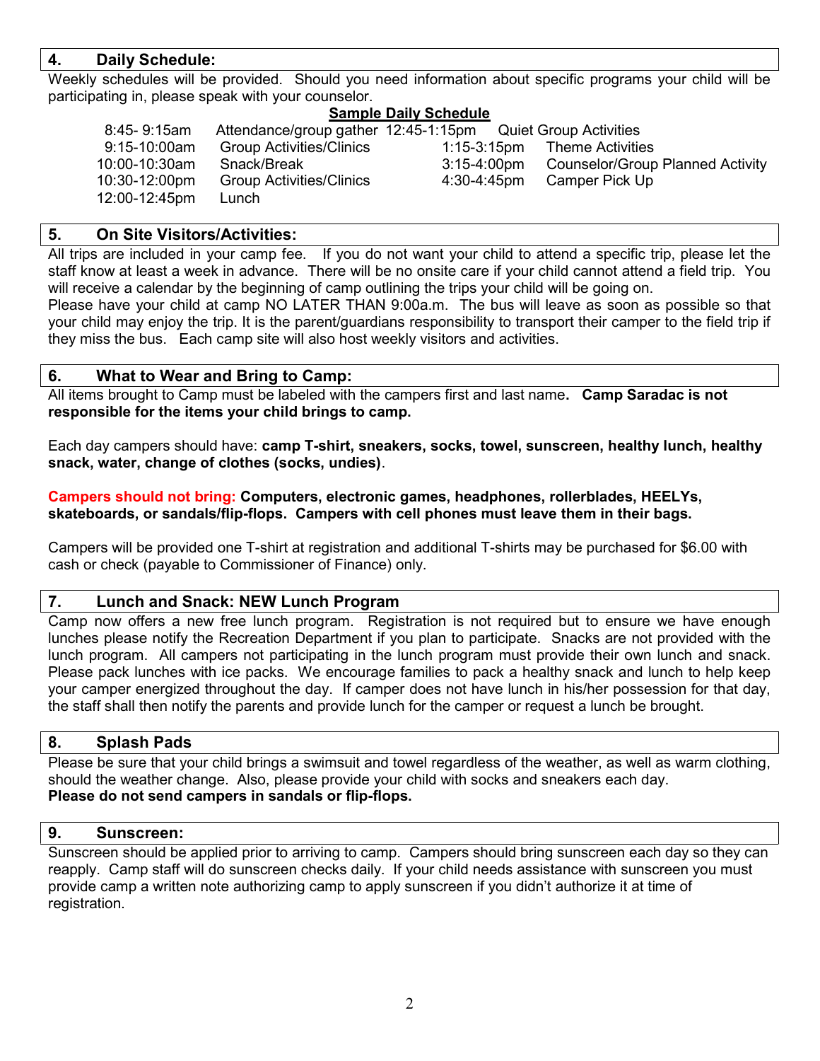## 4. Daily Schedule:

Weekly schedules will be provided. Should you need information about specific programs your child will be participating in, please speak with your counselor.

**Sample Daily Schedule**

| Time | Activity |
|---|---|
| 8:45- 9:15am | Attendance/group gather |
| 9:15-10:00am | Group Activities/Clinics |
| 10:00-10:30am | Snack/Break |
| 10:30-12:00pm | Group Activities/Clinics |
| 12:00-12:45pm | Lunch |
| 12:45-1:15pm | Quiet Group Activities |
| 1:15-3:15pm | Theme Activities |
| 3:15-4:00pm | Counselor/Group Planned Activity |
| 4:30-4:45pm | Camper Pick Up |

## 5. On Site Visitors/Activities:

All trips are included in your camp fee. If you do not want your child to attend a specific trip, please let the staff know at least a week in advance. There will be no onsite care if your child cannot attend a field trip. You will receive a calendar by the beginning of camp outlining the trips your child will be going on.

Please have your child at camp NO LATER THAN 9:00a.m. The bus will leave as soon as possible so that your child may enjoy the trip. It is the parent/guardians responsibility to transport their camper to the field trip if they miss the bus. Each camp site will also host weekly visitors and activities.

## 6. What to Wear and Bring to Camp:

All items brought to Camp must be labeled with the campers first and last name**. Camp Saradac is not responsible for the items your child brings to camp.**

Each day campers should have: **camp T-shirt, sneakers, socks, towel, sunscreen, healthy lunch, healthy snack, water, change of clothes (socks, undies)**.

**Campers should not bring: Computers, electronic games, headphones, rollerblades, HEELYs, skateboards, or sandals/flip-flops. Campers with cell phones must leave them in their bags.**

Campers will be provided one T-shirt at registration and additional T-shirts may be purchased for $6.00 with cash or check (payable to Commissioner of Finance) only.

## 7. Lunch and Snack: NEW Lunch Program

Camp now offers a new free lunch program. Registration is not required but to ensure we have enough lunches please notify the Recreation Department if you plan to participate. Snacks are not provided with the lunch program. All campers not participating in the lunch program must provide their own lunch and snack. Please pack lunches with ice packs. We encourage families to pack a healthy snack and lunch to help keep your camper energized throughout the day. If camper does not have lunch in his/her possession for that day, the staff shall then notify the parents and provide lunch for the camper or request a lunch be brought.

## 8. Splash Pads

Please be sure that your child brings a swimsuit and towel regardless of the weather, as well as warm clothing, should the weather change. Also, please provide your child with socks and sneakers each day.
**Please do not send campers in sandals or flip-flops.**

## 9. Sunscreen:

Sunscreen should be applied prior to arriving to camp. Campers should bring sunscreen each day so they can reapply. Camp staff will do sunscreen checks daily. If your child needs assistance with sunscreen you must provide camp a written note authorizing camp to apply sunscreen if you didn't authorize it at time of registration.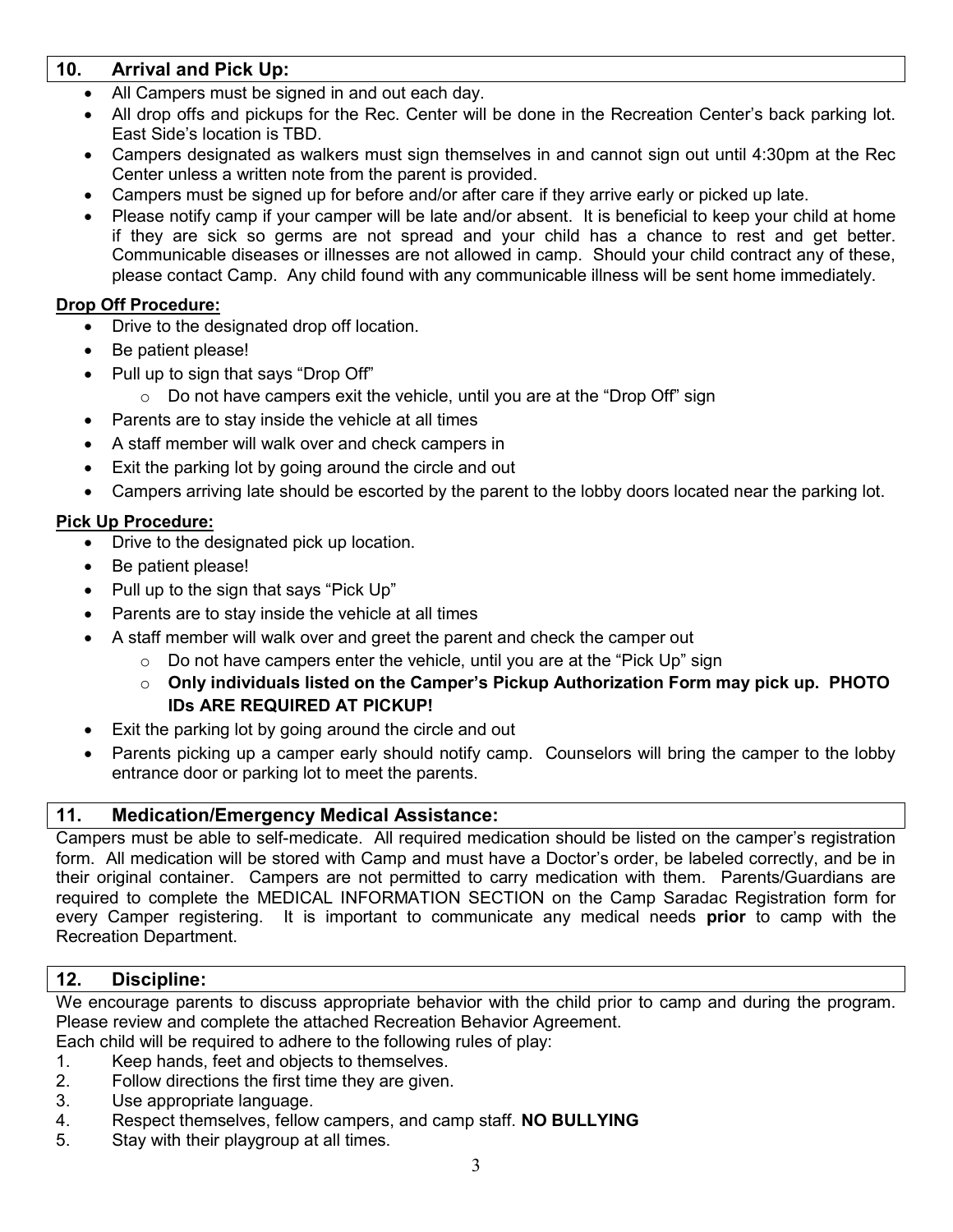## 10. Arrival and Pick Up:

- All Campers must be signed in and out each day.
- All drop offs and pickups for the Rec. Center will be done in the Recreation Center's back parking lot. East Side's location is TBD.
- Campers designated as walkers must sign themselves in and cannot sign out until 4:30pm at the Rec Center unless a written note from the parent is provided.
- Campers must be signed up for before and/or after care if they arrive early or picked up late.
- Please notify camp if your camper will be late and/or absent. It is beneficial to keep your child at home if they are sick so germs are not spread and your child has a chance to rest and get better. Communicable diseases or illnesses are not allowed in camp. Should your child contract any of these, please contact Camp. Any child found with any communicable illness will be sent home immediately.

**Drop Off Procedure:**

- Drive to the designated drop off location.
- Be patient please!
- Pull up to sign that says "Drop Off"
  - Do not have campers exit the vehicle, until you are at the "Drop Off" sign
- Parents are to stay inside the vehicle at all times
- A staff member will walk over and check campers in
- Exit the parking lot by going around the circle and out
- Campers arriving late should be escorted by the parent to the lobby doors located near the parking lot.

**Pick Up Procedure:**

- Drive to the designated pick up location.
- Be patient please!
- Pull up to the sign that says "Pick Up"
- Parents are to stay inside the vehicle at all times
- A staff member will walk over and greet the parent and check the camper out
  - Do not have campers enter the vehicle, until you are at the "Pick Up" sign
  - **Only individuals listed on the Camper's Pickup Authorization Form may pick up. PHOTO IDs ARE REQUIRED AT PICKUP!**
- Exit the parking lot by going around the circle and out
- Parents picking up a camper early should notify camp. Counselors will bring the camper to the lobby entrance door or parking lot to meet the parents.

## 11. Medication/Emergency Medical Assistance:

Campers must be able to self-medicate. All required medication should be listed on the camper's registration form. All medication will be stored with Camp and must have a Doctor's order, be labeled correctly, and be in their original container. Campers are not permitted to carry medication with them. Parents/Guardians are required to complete the MEDICAL INFORMATION SECTION on the Camp Saradac Registration form for every Camper registering. It is important to communicate any medical needs **prior** to camp with the Recreation Department.

## 12. Discipline:

We encourage parents to discuss appropriate behavior with the child prior to camp and during the program. Please review and complete the attached Recreation Behavior Agreement.

Each child will be required to adhere to the following rules of play:

1. Keep hands, feet and objects to themselves.
2. Follow directions the first time they are given.
3. Use appropriate language.
4. Respect themselves, fellow campers, and camp staff. **NO BULLYING**
5. Stay with their playgroup at all times.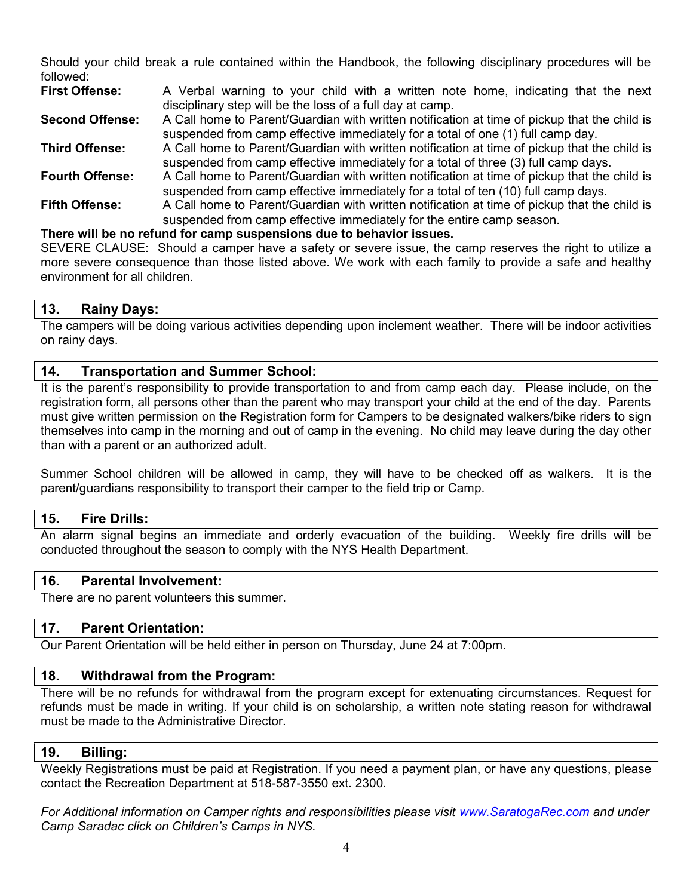Should your child break a rule contained within the Handbook, the following disciplinary procedures will be followed:

**First Offense:** A Verbal warning to your child with a written note home, indicating that the next disciplinary step will be the loss of a full day at camp.

**Second Offense:** A Call home to Parent/Guardian with written notification at time of pickup that the child is suspended from camp effective immediately for a total of one (1) full camp day.

**Third Offense:** A Call home to Parent/Guardian with written notification at time of pickup that the child is suspended from camp effective immediately for a total of three (3) full camp days.

**Fourth Offense:** A Call home to Parent/Guardian with written notification at time of pickup that the child is suspended from camp effective immediately for a total of ten (10) full camp days.

**Fifth Offense:** A Call home to Parent/Guardian with written notification at time of pickup that the child is suspended from camp effective immediately for the entire camp season.

**There will be no refund for camp suspensions due to behavior issues.**

SEVERE CLAUSE: Should a camper have a safety or severe issue, the camp reserves the right to utilize a more severe consequence than those listed above. We work with each family to provide a safe and healthy environment for all children.

## 13. Rainy Days:

The campers will be doing various activities depending upon inclement weather. There will be indoor activities on rainy days.

## 14. Transportation and Summer School:

It is the parent's responsibility to provide transportation to and from camp each day. Please include, on the registration form, all persons other than the parent who may transport your child at the end of the day. Parents must give written permission on the Registration form for Campers to be designated walkers/bike riders to sign themselves into camp in the morning and out of camp in the evening. No child may leave during the day other than with a parent or an authorized adult.

Summer School children will be allowed in camp, they will have to be checked off as walkers. It is the parent/guardians responsibility to transport their camper to the field trip or Camp.

## 15. Fire Drills:

An alarm signal begins an immediate and orderly evacuation of the building. Weekly fire drills will be conducted throughout the season to comply with the NYS Health Department.

## 16. Parental Involvement:

There are no parent volunteers this summer.

## 17. Parent Orientation:

Our Parent Orientation will be held either in person on Thursday, June 24 at 7:00pm.

## 18. Withdrawal from the Program:

There will be no refunds for withdrawal from the program except for extenuating circumstances. Request for refunds must be made in writing. If your child is on scholarship, a written note stating reason for withdrawal must be made to the Administrative Director.

## 19. Billing:

Weekly Registrations must be paid at Registration. If you need a payment plan, or have any questions, please contact the Recreation Department at 518-587-3550 ext. 2300.

*For Additional information on Camper rights and responsibilities please visit [www.SaratogaRec.com](http://www.SaratogaRec.com) and under Camp Saradac click on Children's Camps in NYS.*